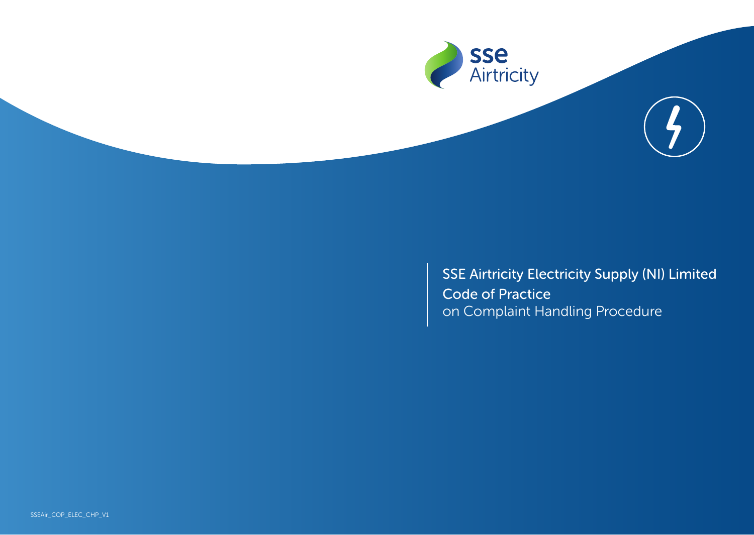# SSE Airtricity Electricity Supply (NI) Limited

## Code of Practice

on Complaint Handling Procedure

SSEAir_COP_ELEC_CHP_V1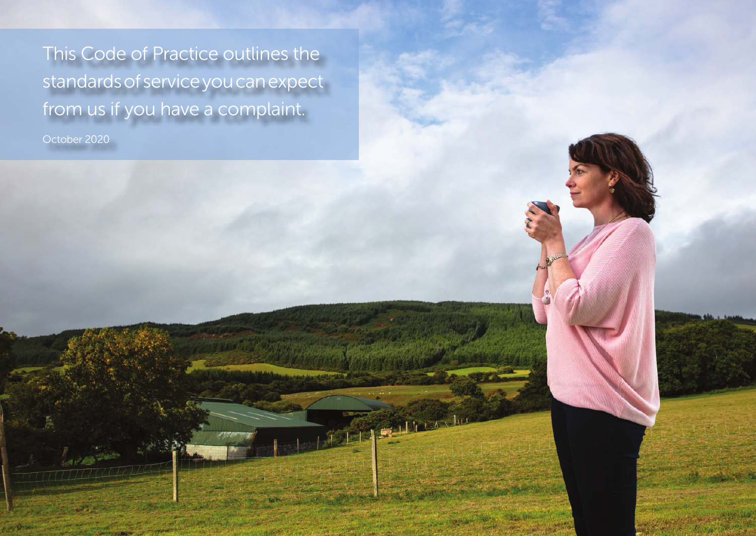This Code of Practice outlines the standards of service you can expect from us if you have a complaint.

October 2020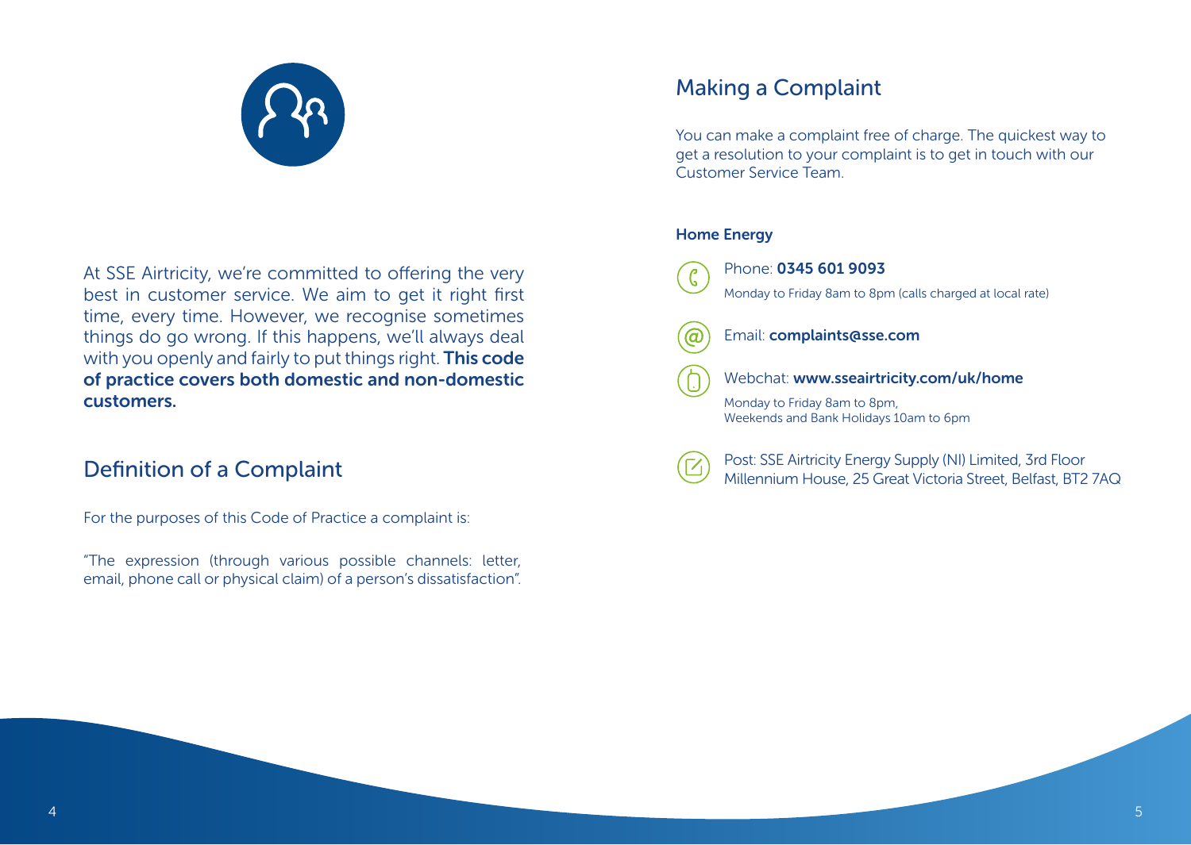At SSE Airtricity, we're committed to offering the very best in customer service. We aim to get it right first time, every time. However, we recognise sometimes things do go wrong. If this happens, we'll always deal with you openly and fairly to put things right. **This code of practice covers both domestic and non-domestic customers.**

## Definition of a Complaint

For the purposes of this Code of Practice a complaint is:

"The expression (through various possible channels: letter, email, phone call or physical claim) of a person's dissatisfaction".

## Making a Complaint

You can make a complaint free of charge. The quickest way to get a resolution to your complaint is to get in touch with our Customer Service Team.

**Home Energy**

Phone: **0345 601 9093**

Monday to Friday 8am to 8pm (calls charged at local rate)

Email: **complaints@sse.com**

Webchat: **www.sseairtricity.com/uk/home**

Monday to Friday 8am to 8pm,
Weekends and Bank Holidays 10am to 6pm

Post: SSE Airtricity Energy Supply (NI) Limited, 3rd Floor Millennium House, 25 Great Victoria Street, Belfast, BT2 7AQ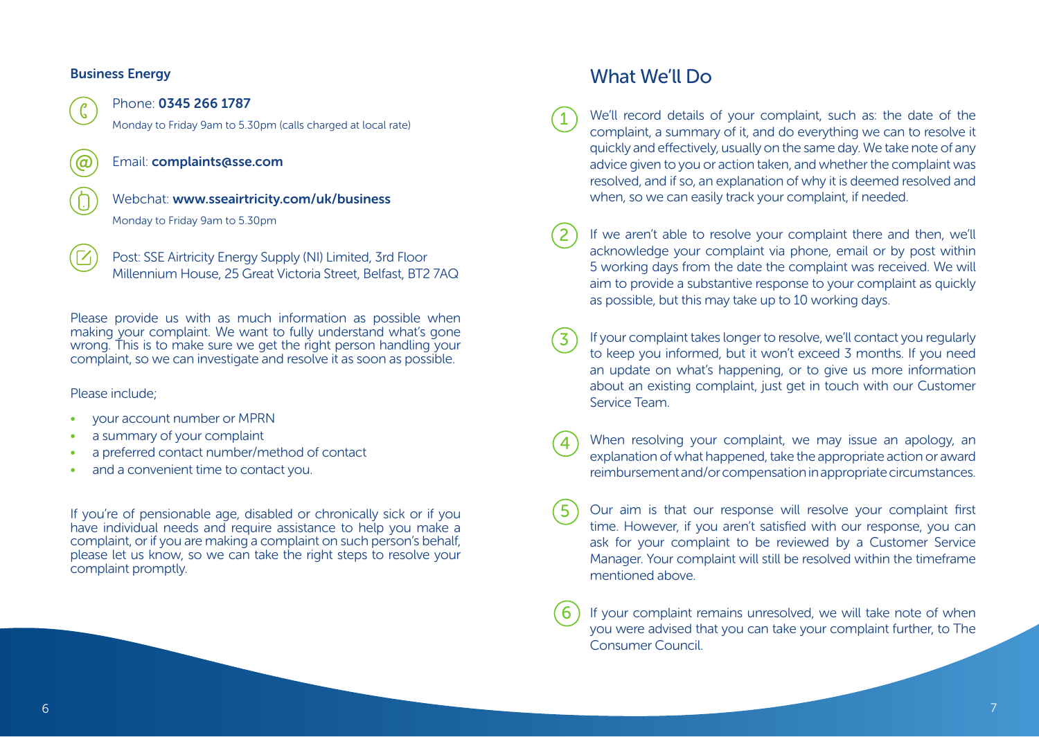### Business Energy

Phone: **0345 266 1787**

Monday to Friday 9am to 5.30pm (calls charged at local rate)

Email: **complaints@sse.com**

Webchat: **www.sseairtricity.com/uk/business**

Monday to Friday 9am to 5.30pm

Post: SSE Airtricity Energy Supply (NI) Limited, 3rd Floor Millennium House, 25 Great Victoria Street, Belfast, BT2 7AQ

Please provide us with as much information as possible when making your complaint. We want to fully understand what's gone wrong. This is to make sure we get the right person handling your complaint, so we can investigate and resolve it as soon as possible.

Please include;

- your account number or MPRN
- a summary of your complaint
- a preferred contact number/method of contact
- and a convenient time to contact you.

If you're of pensionable age, disabled or chronically sick or if you have individual needs and require assistance to help you make a complaint, or if you are making a complaint on such person's behalf, please let us know, so we can take the right steps to resolve your complaint promptly.

## What We'll Do

1. We'll record details of your complaint, such as: the date of the complaint, a summary of it, and do everything we can to resolve it quickly and effectively, usually on the same day. We take note of any advice given to you or action taken, and whether the complaint was resolved, and if so, an explanation of why it is deemed resolved and when, so we can easily track your complaint, if needed.

2. If we aren't able to resolve your complaint there and then, we'll acknowledge your complaint via phone, email or by post within 5 working days from the date the complaint was received. We will aim to provide a substantive response to your complaint as quickly as possible, but this may take up to 10 working days.

3. If your complaint takes longer to resolve, we'll contact you regularly to keep you informed, but it won't exceed 3 months. If you need an update on what's happening, or to give us more information about an existing complaint, just get in touch with our Customer Service Team.

4. When resolving your complaint, we may issue an apology, an explanation of what happened, take the appropriate action or award reimbursement and/or compensation in appropriate circumstances.

5. Our aim is that our response will resolve your complaint first time. However, if you aren't satisfied with our response, you can ask for your complaint to be reviewed by a Customer Service Manager. Your complaint will still be resolved within the timeframe mentioned above.

6. If your complaint remains unresolved, we will take note of when you were advised that you can take your complaint further, to The Consumer Council.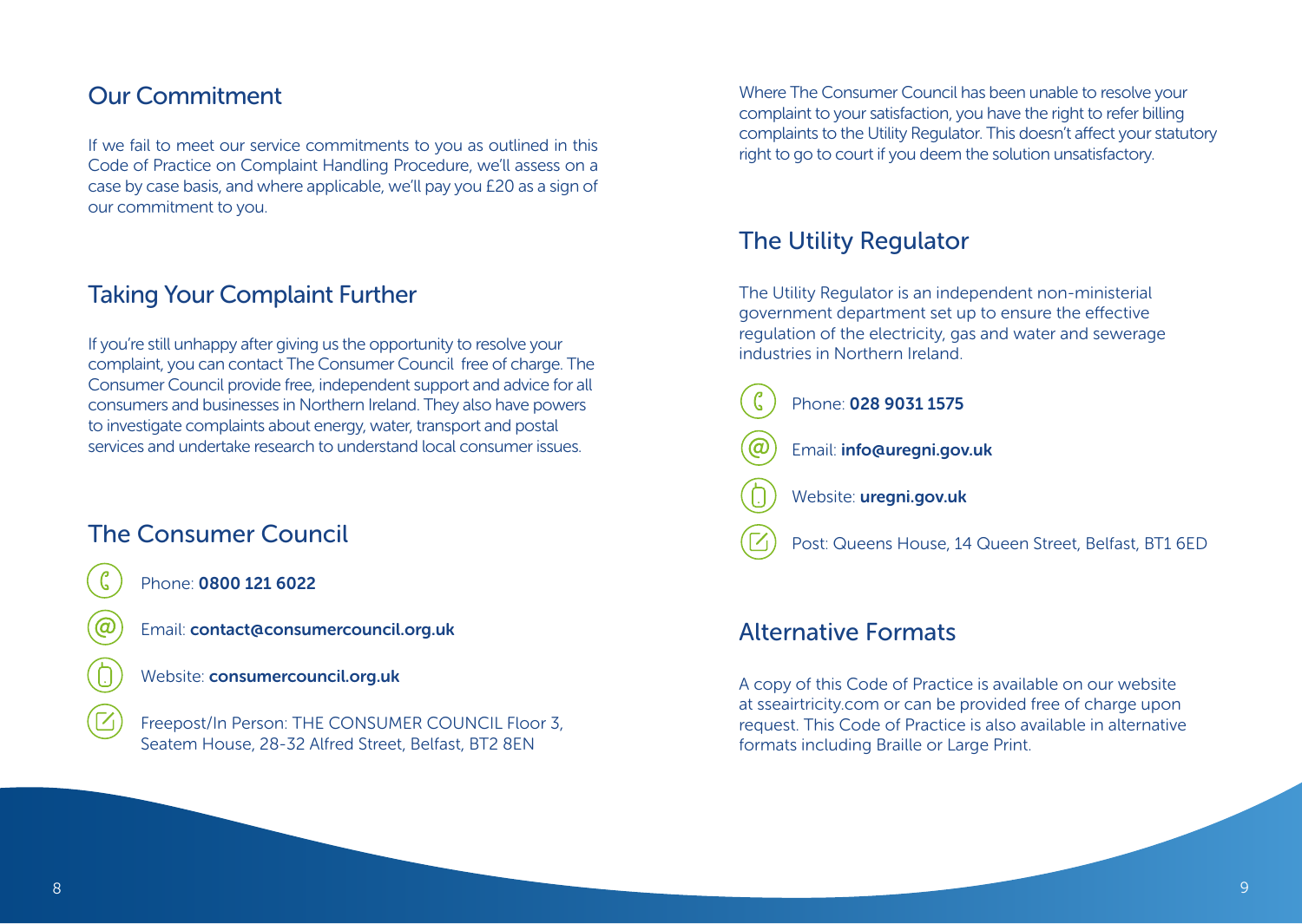## Our Commitment

If we fail to meet our service commitments to you as outlined in this Code of Practice on Complaint Handling Procedure, we'll assess on a case by case basis, and where applicable, we'll pay you £20 as a sign of our commitment to you.

## Taking Your Complaint Further

If you're still unhappy after giving us the opportunity to resolve your complaint, you can contact The Consumer Council free of charge. The Consumer Council provide free, independent support and advice for all consumers and businesses in Northern Ireland. They also have powers to investigate complaints about energy, water, transport and postal services and undertake research to understand local consumer issues.

## The Consumer Council

Phone: **0800 121 6022**

Email: **contact@consumercouncil.org.uk**

Website: **consumercouncil.org.uk**

Freepost/In Person: THE CONSUMER COUNCIL Floor 3, Seatem House, 28-32 Alfred Street, Belfast, BT2 8EN

Where The Consumer Council has been unable to resolve your complaint to your satisfaction, you have the right to refer billing complaints to the Utility Regulator. This doesn't affect your statutory right to go to court if you deem the solution unsatisfactory.

## The Utility Regulator

The Utility Regulator is an independent non-ministerial government department set up to ensure the effective regulation of the electricity, gas and water and sewerage industries in Northern Ireland.

Phone: **028 9031 1575**

Email: **info@uregni.gov.uk**

Website: **uregni.gov.uk**

Post: Queens House, 14 Queen Street, Belfast, BT1 6ED

## Alternative Formats

A copy of this Code of Practice is available on our website at sseairtricity.com or can be provided free of charge upon request. This Code of Practice is also available in alternative formats including Braille or Large Print.